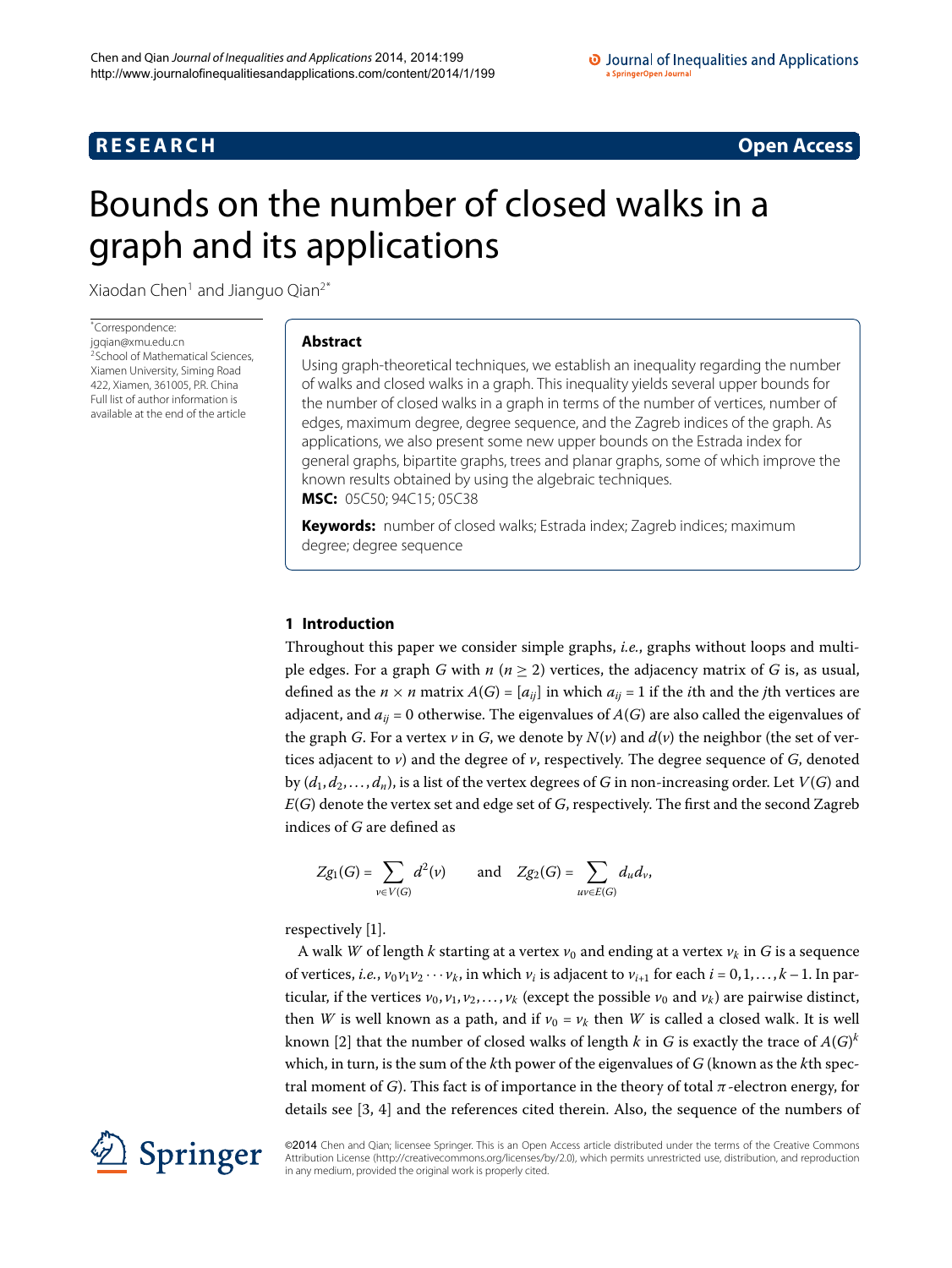**RESEARCH** **Open Access**

# Bounds on the number of closed walks in a graph and its applications

Xiaodan Chen[1] and Jianguo Qian[2*]

*Correspondence: jgqian@xmu.edu.cn
[2]School of Mathematical Sciences, Xiamen University, Siming Road 422, Xiamen, 361005, P.R. China
Full list of author information is available at the end of the article

## Abstract

Using graph-theoretical techniques, we establish an inequality regarding the number of walks and closed walks in a graph. This inequality yields several upper bounds for the number of closed walks in a graph in terms of the number of vertices, number of edges, maximum degree, degree sequence, and the Zagreb indices of the graph. As applications, we also present some new upper bounds on the Estrada index for general graphs, bipartite graphs, trees and planar graphs, some of which improve the known results obtained by using the algebraic techniques.

**MSC:** 05C50; 94C15; 05C38

**Keywords:** number of closed walks; Estrada index; Zagreb indices; maximum degree; degree sequence

## 1 Introduction

Throughout this paper we consider simple graphs, *i.e.*, graphs without loops and multiple edges. For a graph $G$ with $n$ ($n \geq 2$) vertices, the adjacency matrix of $G$ is, as usual, defined as the $n \times n$ matrix $A(G) = [a_{ij}]$ in which $a_{ij} = 1$ if the $i$th and the $j$th vertices are adjacent, and $a_{ij} = 0$ otherwise. The eigenvalues of $A(G)$ are also called the eigenvalues of the graph $G$. For a vertex $v$ in $G$, we denote by $N(v)$ and $d(v)$ the neighbor (the set of vertices adjacent to $v$) and the degree of $v$, respectively. The degree sequence of $G$, denoted by $(d_1, d_2, \ldots, d_n)$, is a list of the vertex degrees of $G$ in non-increasing order. Let $V(G)$ and $E(G)$ denote the vertex set and edge set of $G$, respectively. The first and the second Zagreb indices of $G$ are defined as

$$Zg_1(G) = \sum_{v \in V(G)} d^2(v) \qquad \text{and} \qquad Zg_2(G) = \sum_{uv \in E(G)} d_u d_v,$$

respectively [1].

A walk $W$ of length $k$ starting at a vertex $v_0$ and ending at a vertex $v_k$ in $G$ is a sequence of vertices, *i.e.*, $v_0 v_1 v_2 \cdots v_k$, in which $v_i$ is adjacent to $v_{i+1}$ for each $i = 0, 1, \ldots, k-1$. In particular, if the vertices $v_0, v_1, v_2, \ldots, v_k$ (except the possible $v_0$ and $v_k$) are pairwise distinct, then $W$ is well known as a path, and if $v_0 = v_k$ then $W$ is called a closed walk. It is well known [2] that the number of closed walks of length $k$ in $G$ is exactly the trace of $A(G)^k$ which, in turn, is the sum of the $k$th power of the eigenvalues of $G$ (known as the $k$th spectral moment of $G$). This fact is of importance in the theory of total $\pi$-electron energy, for details see [3, 4] and the references cited therein. Also, the sequence of the numbers of

©2014 Chen and Qian; licensee Springer. This is an Open Access article distributed under the terms of the Creative Commons Attribution License (http://creativecommons.org/licenses/by/2.0), which permits unrestricted use, distribution, and reproduction in any medium, provided the original work is properly cited.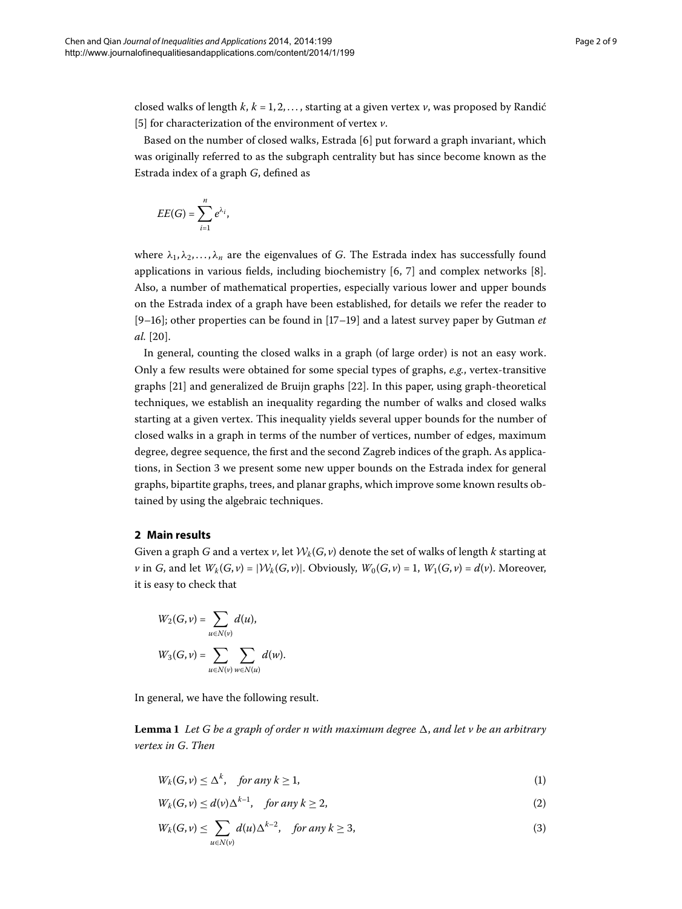closed walks of length $k$, $k = 1, 2, \ldots$, starting at a given vertex $v$, was proposed by Randić [5] for characterization of the environment of vertex $v$.

Based on the number of closed walks, Estrada [6] put forward a graph invariant, which was originally referred to as the subgraph centrality but has since become known as the Estrada index of a graph $G$, defined as

$$EE(G) = \sum_{i=1}^{n} e^{\lambda_i},$$

where $\lambda_1, \lambda_2, \ldots, \lambda_n$ are the eigenvalues of $G$. The Estrada index has successfully found applications in various fields, including biochemistry [6, 7] and complex networks [8]. Also, a number of mathematical properties, especially various lower and upper bounds on the Estrada index of a graph have been established, for details we refer the reader to [9–16]; other properties can be found in [17–19] and a latest survey paper by Gutman *et al.* [20].

In general, counting the closed walks in a graph (of large order) is not an easy work. Only a few results were obtained for some special types of graphs, *e.g.*, vertex-transitive graphs [21] and generalized de Bruijn graphs [22]. In this paper, using graph-theoretical techniques, we establish an inequality regarding the number of walks and closed walks starting at a given vertex. This inequality yields several upper bounds for the number of closed walks in a graph in terms of the number of vertices, number of edges, maximum degree, degree sequence, the first and the second Zagreb indices of the graph. As applications, in Section 3 we present some new upper bounds on the Estrada index for general graphs, bipartite graphs, trees, and planar graphs, which improve some known results obtained by using the algebraic techniques.

## 2 Main results

Given a graph $G$ and a vertex $v$, let $\mathcal{W}_k(G, v)$ denote the set of walks of length $k$ starting at $v$ in $G$, and let $W_k(G, v) = |\mathcal{W}_k(G, v)|$. Obviously, $W_0(G, v) = 1$, $W_1(G, v) = d(v)$. Moreover, it is easy to check that

$$W_2(G, v) = \sum_{u \in N(v)} d(u),$$

$$W_3(G, v) = \sum_{u \in N(v)} \sum_{w \in N(u)} d(w).$$

In general, we have the following result.

**Lemma 1** *Let $G$ be a graph of order $n$ with maximum degree $\Delta$, and let $v$ be an arbitrary vertex in $G$. Then*

$$W_k(G, v) \leq \Delta^k, \quad \text{for any } k \geq 1, \tag{1}$$

$$W_k(G, v) \leq d(v)\Delta^{k-1}, \quad \text{for any } k \geq 2, \tag{2}$$

$$W_k(G, v) \leq \sum_{u \in N(v)} d(u)\Delta^{k-2}, \quad \text{for any } k \geq 3, \tag{3}$$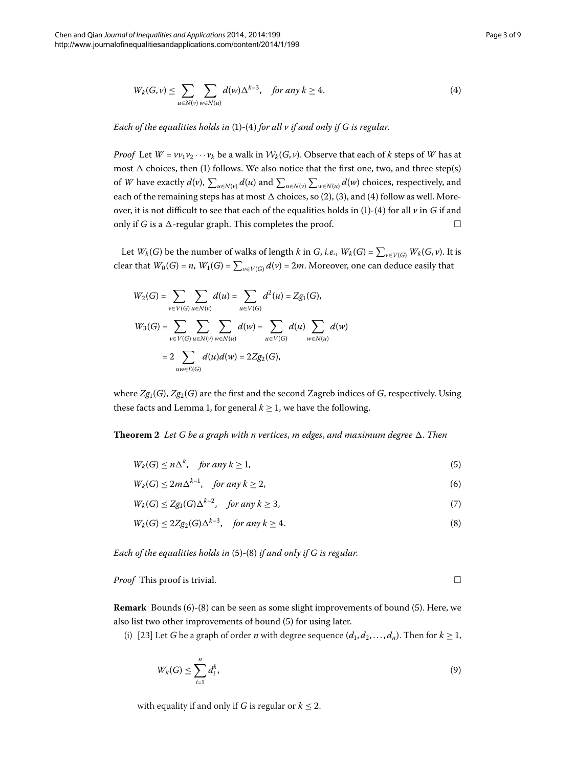$$W_k(G,v) \le \sum_{u\in N(v)} \sum_{w\in N(u)} d(w)\Delta^{k-3}, \quad \textit{for any } k \ge 4. \tag{4}$$

*Each of the equalities holds in* (1)-(4) *for all* $v$ *if and only if* $G$ *is regular.*

*Proof* Let $W = vv_1v_2\cdots v_k$ be a walk in $\mathcal{W}_k(G,v)$. Observe that each of $k$ steps of $W$ has at most $\Delta$ choices, then (1) follows. We also notice that the first one, two, and three step(s) of $W$ have exactly $d(v)$, $\sum_{u\in N(v)} d(u)$ and $\sum_{u\in N(v)}\sum_{w\in N(u)} d(w)$ choices, respectively, and each of the remaining steps has at most $\Delta$ choices, so (2), (3), and (4) follow as well. Moreover, it is not difficult to see that each of the equalities holds in (1)-(4) for all $v$ in $G$ if and only if $G$ is a $\Delta$-regular graph. This completes the proof. □

Let $W_k(G)$ be the number of walks of length $k$ in $G$, *i.e.*, $W_k(G) = \sum_{v\in V(G)} W_k(G,v)$. It is clear that $W_0(G) = n$, $W_1(G) = \sum_{v\in V(G)} d(v) = 2m$. Moreover, one can deduce easily that

$$\begin{aligned}
W_2(G) &= \sum_{v\in V(G)} \sum_{u\in N(v)} d(u) = \sum_{u\in V(G)} d^2(u) = Zg_1(G), \\
W_3(G) &= \sum_{v\in V(G)} \sum_{u\in N(v)} \sum_{w\in N(u)} d(w) = \sum_{u\in V(G)} d(u) \sum_{w\in N(u)} d(w) \\
&= 2\sum_{uw\in E(G)} d(u)d(w) = 2Zg_2(G),
\end{aligned}$$

where $Zg_1(G)$, $Zg_2(G)$ are the first and the second Zagreb indices of $G$, respectively. Using these facts and Lemma 1, for general $k \ge 1$, we have the following.

**Theorem 2** *Let* $G$ *be a graph with* $n$ *vertices*, $m$ *edges*, *and maximum degree* $\Delta$. *Then*

$$W_k(G) \le n\Delta^k, \quad \textit{for any } k \ge 1, \tag{5}$$

$$W_k(G) \le 2m\Delta^{k-1}, \quad \textit{for any } k \ge 2, \tag{6}$$

$$W_k(G) \le Zg_1(G)\Delta^{k-2}, \quad \textit{for any } k \ge 3, \tag{7}$$

$$W_k(G) \le 2Zg_2(G)\Delta^{k-3}, \quad \textit{for any } k \ge 4. \tag{8}$$

*Each of the equalities holds in* (5)-(8) *if and only if* $G$ *is regular.*

*Proof* This proof is trivial. □

**Remark** Bounds (6)-(8) can be seen as some slight improvements of bound (5). Here, we also list two other improvements of bound (5) for using later.

(i) [23] Let $G$ be a graph of order $n$ with degree sequence $(d_1, d_2, \ldots, d_n)$. Then for $k \ge 1$,

$$W_k(G) \le \sum_{i=1}^{n} d_i^k, \tag{9}$$

with equality if and only if $G$ is regular or $k \le 2$.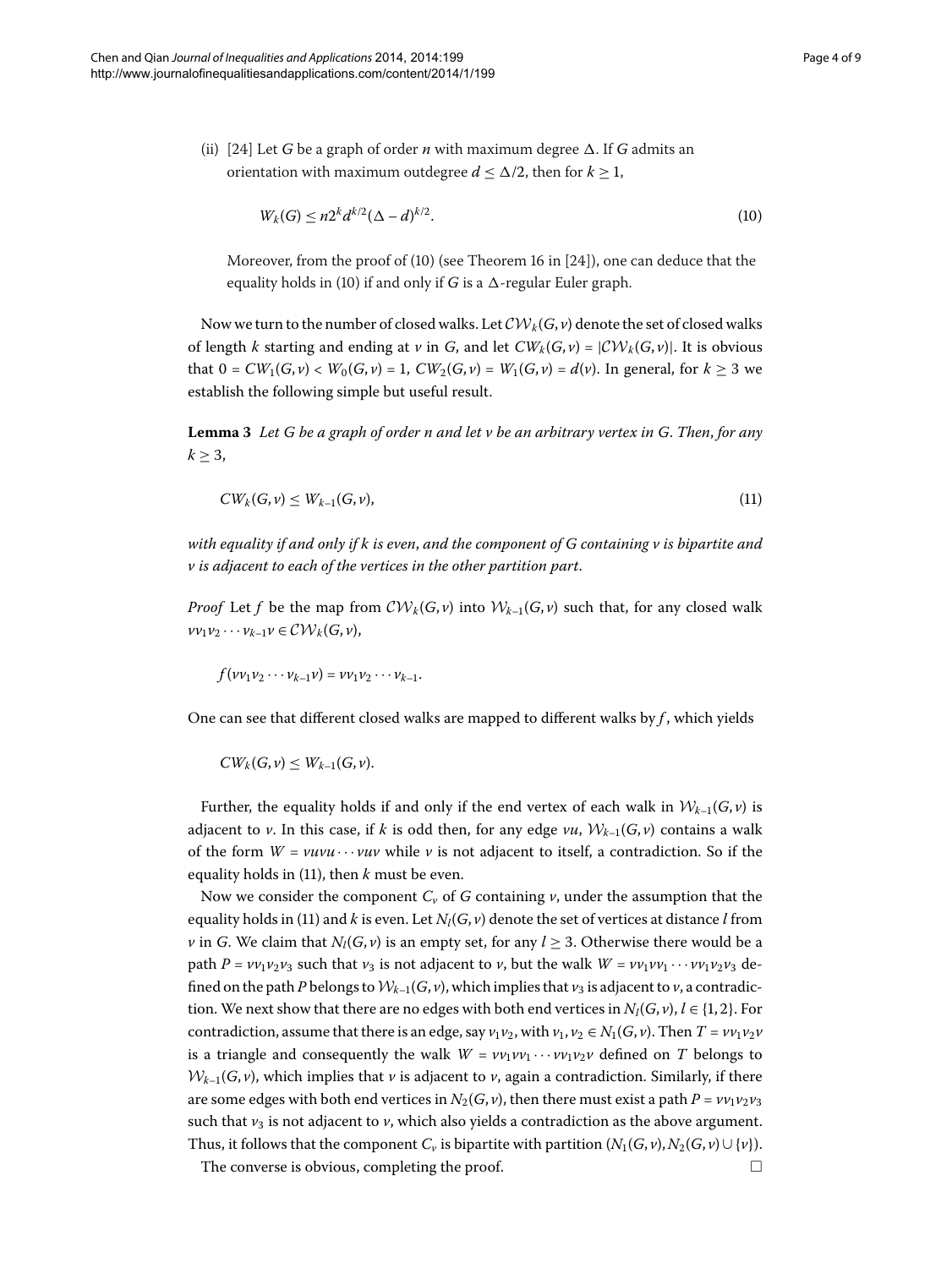(ii) [24] Let $G$ be a graph of order $n$ with maximum degree $\Delta$. If $G$ admits an orientation with maximum outdegree $d \leq \Delta/2$, then for $k \geq 1$,

$$W_k(G) \leq n2^k d^{k/2}(\Delta - d)^{k/2}. \tag{10}$$

Moreover, from the proof of (10) (see Theorem 16 in [24]), one can deduce that the equality holds in (10) if and only if $G$ is a $\Delta$-regular Euler graph.

Now we turn to the number of closed walks. Let $\mathcal{CW}_k(G, v)$ denote the set of closed walks of length $k$ starting and ending at $v$ in $G$, and let $CW_k(G, v) = |\mathcal{CW}_k(G, v)|$. It is obvious that $0 = CW_1(G, v) < W_0(G, v) = 1$, $CW_2(G, v) = W_1(G, v) = d(v)$. In general, for $k \geq 3$ we establish the following simple but useful result.

**Lemma 3** *Let $G$ be a graph of order $n$ and let $v$ be an arbitrary vertex in $G$. Then, for any $k \geq 3$,*

$$CW_k(G, v) \leq W_{k-1}(G, v), \tag{11}$$

*with equality if and only if $k$ is even, and the component of $G$ containing $v$ is bipartite and $v$ is adjacent to each of the vertices in the other partition part.*

*Proof* Let $f$ be the map from $\mathcal{CW}_k(G, v)$ into $\mathcal{W}_{k-1}(G, v)$ such that, for any closed walk $vv_1v_2 \cdots v_{k-1}v \in \mathcal{CW}_k(G, v)$,

$$f(vv_1v_2 \cdots v_{k-1}v) = vv_1v_2 \cdots v_{k-1}.$$

One can see that different closed walks are mapped to different walks by $f$, which yields

$$CW_k(G, v) \leq W_{k-1}(G, v).$$

Further, the equality holds if and only if the end vertex of each walk in $\mathcal{W}_{k-1}(G, v)$ is adjacent to $v$. In this case, if $k$ is odd then, for any edge $vu$, $\mathcal{W}_{k-1}(G, v)$ contains a walk of the form $W = vuvu \cdots vuv$ while $v$ is not adjacent to itself, a contradiction. So if the equality holds in (11), then $k$ must be even.

Now we consider the component $C_v$ of $G$ containing $v$, under the assumption that the equality holds in (11) and $k$ is even. Let $N_l(G, v)$ denote the set of vertices at distance $l$ from $v$ in $G$. We claim that $N_l(G, v)$ is an empty set, for any $l \geq 3$. Otherwise there would be a path $P = vv_1v_2v_3$ such that $v_3$ is not adjacent to $v$, but the walk $W = vv_1vv_1 \cdots vv_1v_2v_3$ defined on the path $P$ belongs to $\mathcal{W}_{k-1}(G, v)$, which implies that $v_3$ is adjacent to $v$, a contradiction. We next show that there are no edges with both end vertices in $N_l(G, v)$, $l \in \{1, 2\}$. For contradiction, assume that there is an edge, say $v_1v_2$, with $v_1, v_2 \in N_1(G, v)$. Then $T = vv_1v_2v$ is a triangle and consequently the walk $W = vv_1vv_1 \cdots vv_1v_2v$ defined on $T$ belongs to $\mathcal{W}_{k-1}(G, v)$, which implies that $v$ is adjacent to $v$, again a contradiction. Similarly, if there are some edges with both end vertices in $N_2(G, v)$, then there must exist a path $P = vv_1v_2v_3$ such that $v_3$ is not adjacent to $v$, which also yields a contradiction as the above argument. Thus, it follows that the component $C_v$ is bipartite with partition $(N_1(G, v), N_2(G, v) \cup \{v\})$.

The converse is obvious, completing the proof. □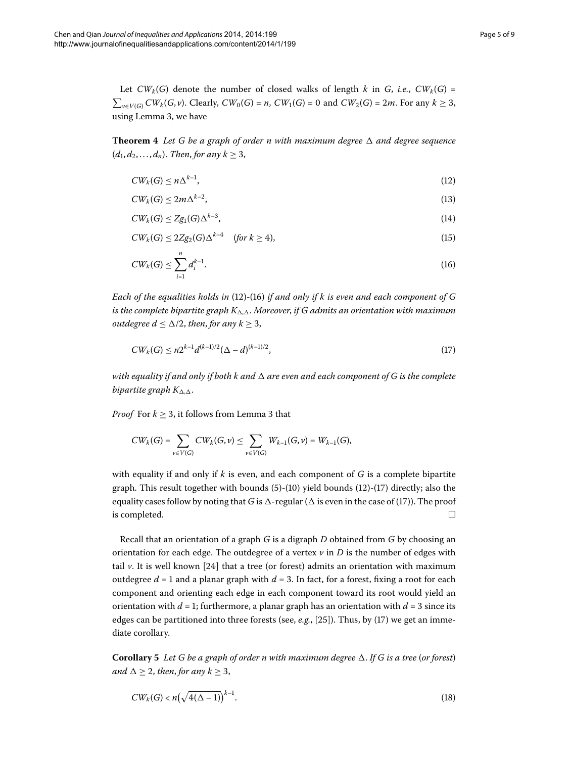Let $CW_k(G)$ denote the number of closed walks of length $k$ in $G$, *i.e.*, $CW_k(G) = \sum_{v\in V(G)} CW_k(G,v)$. Clearly, $CW_0(G) = n$, $CW_1(G) = 0$ and $CW_2(G) = 2m$. For any $k \geq 3$, using Lemma 3, we have

**Theorem 4** *Let $G$ be a graph of order $n$ with maximum degree $\Delta$ and degree sequence $(d_1, d_2, \ldots, d_n)$. Then, for any $k \geq 3$,*

$$CW_k(G) \leq n\Delta^{k-1}, \tag{12}$$

$$CW_k(G) \leq 2m\Delta^{k-2}, \tag{13}$$

$$CW_k(G) \leq Zg_1(G)\Delta^{k-3}, \tag{14}$$

$$CW_k(G) \leq 2Zg_2(G)\Delta^{k-4} \quad (\textit{for } k \geq 4), \tag{15}$$

$$CW_k(G) \leq \sum_{i=1}^{n} d_i^{k-1}. \tag{16}$$

*Each of the equalities holds in* (12)-(16) *if and only if $k$ is even and each component of $G$ is the complete bipartite graph $K_{\Delta,\Delta}$. Moreover, if $G$ admits an orientation with maximum outdegree $d \leq \Delta/2$, then, for any $k \geq 3$,*

$$CW_k(G) \leq n2^{k-1}d^{(k-1)/2}(\Delta - d)^{(k-1)/2}, \tag{17}$$

*with equality if and only if both $k$ and $\Delta$ are even and each component of $G$ is the complete bipartite graph $K_{\Delta,\Delta}$.*

*Proof* For $k \geq 3$, it follows from Lemma 3 that

$$CW_k(G) = \sum_{v\in V(G)} CW_k(G,v) \leq \sum_{v\in V(G)} W_{k-1}(G,v) = W_{k-1}(G),$$

with equality if and only if $k$ is even, and each component of $G$ is a complete bipartite graph. This result together with bounds (5)-(10) yield bounds (12)-(17) directly; also the equality cases follow by noting that $G$ is $\Delta$-regular ($\Delta$ is even in the case of (17)). The proof is completed. □

Recall that an orientation of a graph $G$ is a digraph $D$ obtained from $G$ by choosing an orientation for each edge. The outdegree of a vertex $v$ in $D$ is the number of edges with tail $v$. It is well known [24] that a tree (or forest) admits an orientation with maximum outdegree $d = 1$ and a planar graph with $d = 3$. In fact, for a forest, fixing a root for each component and orienting each edge in each component toward its root would yield an orientation with $d = 1$; furthermore, a planar graph has an orientation with $d = 3$ since its edges can be partitioned into three forests (see, *e.g.*, [25]). Thus, by (17) we get an immediate corollary.

**Corollary 5** *Let $G$ be a graph of order $n$ with maximum degree $\Delta$. If $G$ is a tree* (*or forest*) *and $\Delta \geq 2$, then, for any $k \geq 3$,*

$$CW_k(G) < n\left(\sqrt{4(\Delta - 1)}\right)^{k-1}. \tag{18}$$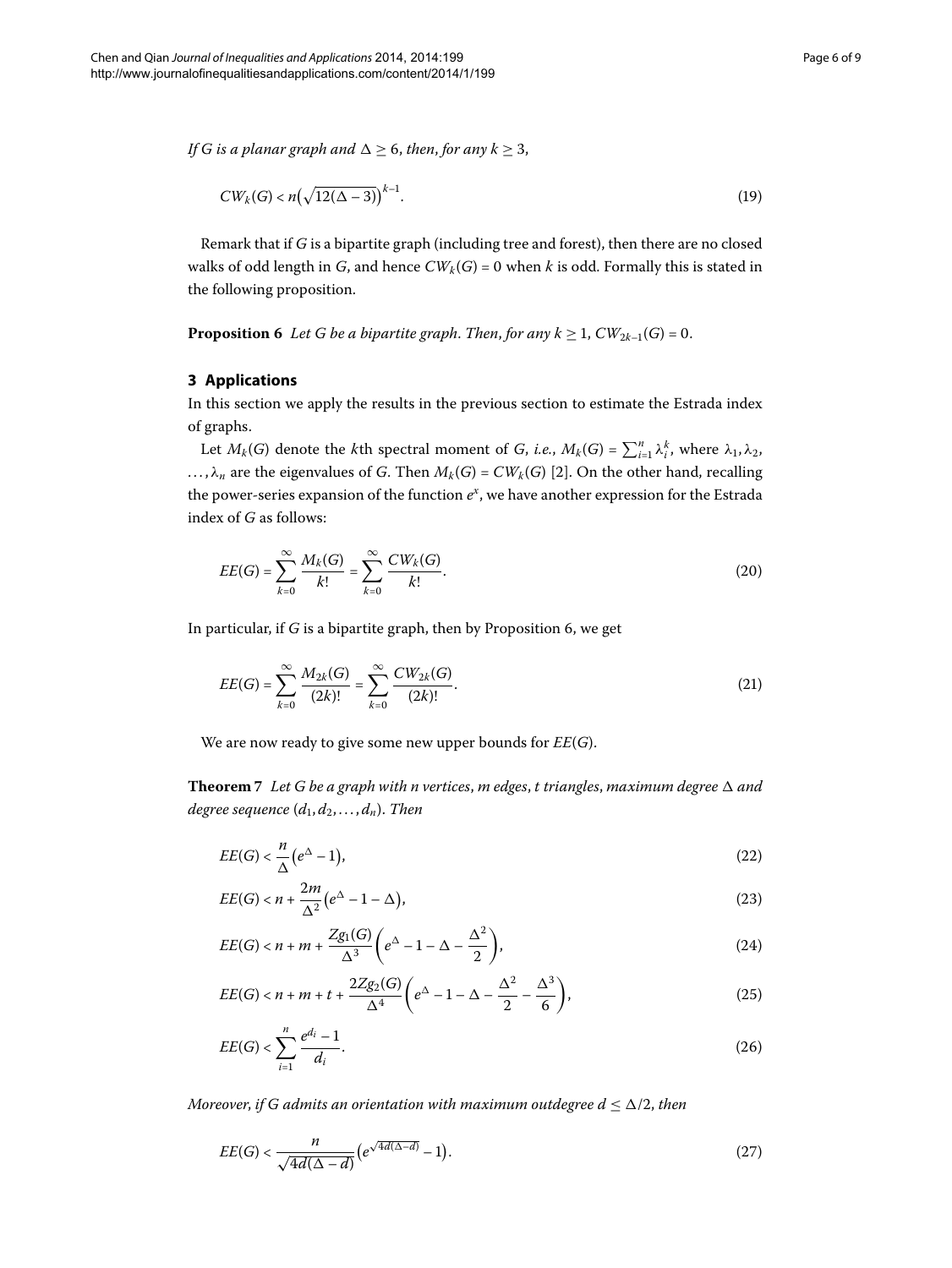*If $G$ is a planar graph and $\Delta \geq 6$, then, for any $k \geq 3$,*

$$CW_k(G) < n\left(\sqrt{12(\Delta - 3)}\right)^{k-1}. \tag{19}$$

Remark that if $G$ is a bipartite graph (including tree and forest), then there are no closed walks of odd length in $G$, and hence $CW_k(G) = 0$ when $k$ is odd. Formally this is stated in the following proposition.

**Proposition 6** *Let $G$ be a bipartite graph. Then, for any $k \geq 1$, $CW_{2k-1}(G) = 0$.*

## 3 Applications

In this section we apply the results in the previous section to estimate the Estrada index of graphs.

Let $M_k(G)$ denote the $k$th spectral moment of $G$, *i.e.*, $M_k(G) = \sum_{i=1}^{n} \lambda_i^k$, where $\lambda_1, \lambda_2, \ldots, \lambda_n$ are the eigenvalues of $G$. Then $M_k(G) = CW_k(G)$ [2]. On the other hand, recalling the power-series expansion of the function $e^x$, we have another expression for the Estrada index of $G$ as follows:

$$EE(G) = \sum_{k=0}^{\infty} \frac{M_k(G)}{k!} = \sum_{k=0}^{\infty} \frac{CW_k(G)}{k!}. \tag{20}$$

In particular, if $G$ is a bipartite graph, then by Proposition 6, we get

$$EE(G) = \sum_{k=0}^{\infty} \frac{M_{2k}(G)}{(2k)!} = \sum_{k=0}^{\infty} \frac{CW_{2k}(G)}{(2k)!}. \tag{21}$$

We are now ready to give some new upper bounds for $EE(G)$.

**Theorem 7** *Let $G$ be a graph with $n$ vertices, $m$ edges, $t$ triangles, maximum degree $\Delta$ and degree sequence $(d_1, d_2, \ldots, d_n)$. Then*

$$EE(G) < \frac{n}{\Delta}\left(e^{\Delta} - 1\right), \tag{22}$$

$$EE(G) < n + \frac{2m}{\Delta^2}\left(e^{\Delta} - 1 - \Delta\right), \tag{23}$$

$$EE(G) < n + m + \frac{Zg_1(G)}{\Delta^3}\left(e^{\Delta} - 1 - \Delta - \frac{\Delta^2}{2}\right), \tag{24}$$

$$EE(G) < n + m + t + \frac{2Zg_2(G)}{\Delta^4}\left(e^{\Delta} - 1 - \Delta - \frac{\Delta^2}{2} - \frac{\Delta^3}{6}\right), \tag{25}$$

$$EE(G) < \sum_{i=1}^{n} \frac{e^{d_i} - 1}{d_i}. \tag{26}$$

*Moreover, if $G$ admits an orientation with maximum outdegree $d \leq \Delta/2$, then*

$$EE(G) < \frac{n}{\sqrt{4d(\Delta - d)}}\left(e^{\sqrt{4d(\Delta - d)}} - 1\right). \tag{27}$$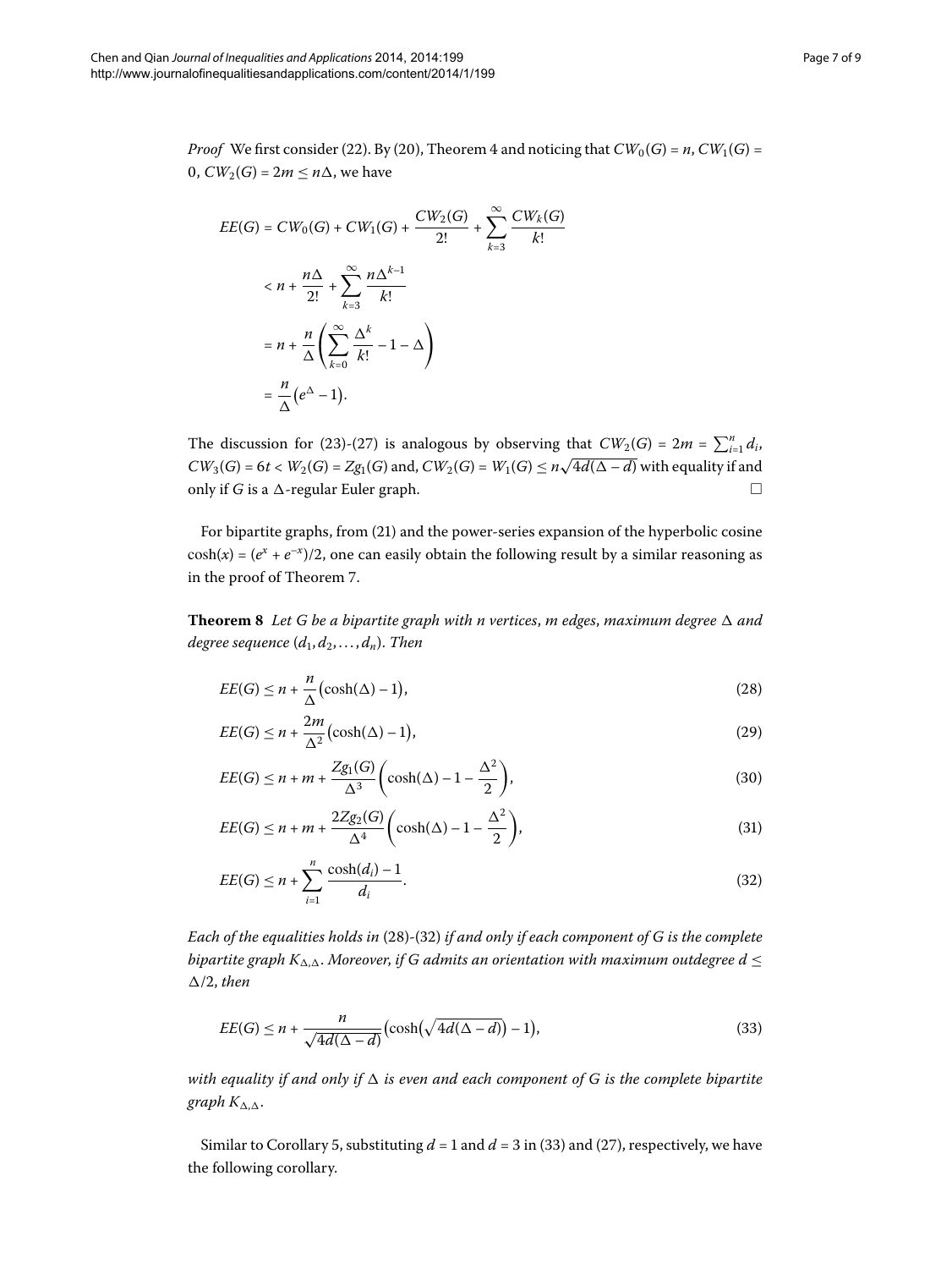*Proof* We first consider (22). By (20), Theorem 4 and noticing that $CW_0(G) = n$, $CW_1(G) = 0$, $CW_2(G) = 2m \leq n\Delta$, we have

$$
\begin{aligned}
EE(G) &= CW_0(G) + CW_1(G) + \frac{CW_2(G)}{2!} + \sum_{k=3}^{\infty} \frac{CW_k(G)}{k!} \\
&< n + \frac{n\Delta}{2!} + \sum_{k=3}^{\infty} \frac{n\Delta^{k-1}}{k!} \\
&= n + \frac{n}{\Delta}\left(\sum_{k=0}^{\infty} \frac{\Delta^k}{k!} - 1 - \Delta\right) \\
&= \frac{n}{\Delta}\left(e^{\Delta} - 1\right).
\end{aligned}
$$

The discussion for (23)-(27) is analogous by observing that $CW_2(G) = 2m = \sum_{i=1}^{n} d_i$, $CW_3(G) = 6t < W_2(G) = Zg_1(G)$ and, $CW_2(G) = W_1(G) \leq n\sqrt{4d(\Delta - d)}$ with equality if and only if $G$ is a $\Delta$-regular Euler graph. □

For bipartite graphs, from (21) and the power-series expansion of the hyperbolic cosine $\cosh(x) = (e^x + e^{-x})/2$, one can easily obtain the following result by a similar reasoning as in the proof of Theorem 7.

**Theorem 8** *Let $G$ be a bipartite graph with $n$ vertices, $m$ edges, maximum degree $\Delta$ and degree sequence $(d_1, d_2, \ldots, d_n)$. Then*

$$EE(G) \leq n + \frac{n}{\Delta}\left(\cosh(\Delta) - 1\right), \tag{28}$$

$$EE(G) \leq n + \frac{2m}{\Delta^2}\left(\cosh(\Delta) - 1\right), \tag{29}$$

$$EE(G) \leq n + m + \frac{Zg_1(G)}{\Delta^3}\left(\cosh(\Delta) - 1 - \frac{\Delta^2}{2}\right), \tag{30}$$

$$EE(G) \leq n + m + \frac{2Zg_2(G)}{\Delta^4}\left(\cosh(\Delta) - 1 - \frac{\Delta^2}{2}\right), \tag{31}$$

$$EE(G) \leq n + \sum_{i=1}^{n} \frac{\cosh(d_i) - 1}{d_i}. \tag{32}$$

*Each of the equalities holds in* (28)-(32) *if and only if each component of $G$ is the complete bipartite graph $K_{\Delta,\Delta}$. Moreover, if $G$ admits an orientation with maximum outdegree $d \leq \Delta/2$, then*

$$EE(G) \leq n + \frac{n}{\sqrt{4d(\Delta - d)}}\left(\cosh\left(\sqrt{4d(\Delta - d)}\right) - 1\right), \tag{33}$$

*with equality if and only if $\Delta$ is even and each component of $G$ is the complete bipartite graph $K_{\Delta,\Delta}$.*

Similar to Corollary 5, substituting $d = 1$ and $d = 3$ in (33) and (27), respectively, we have the following corollary.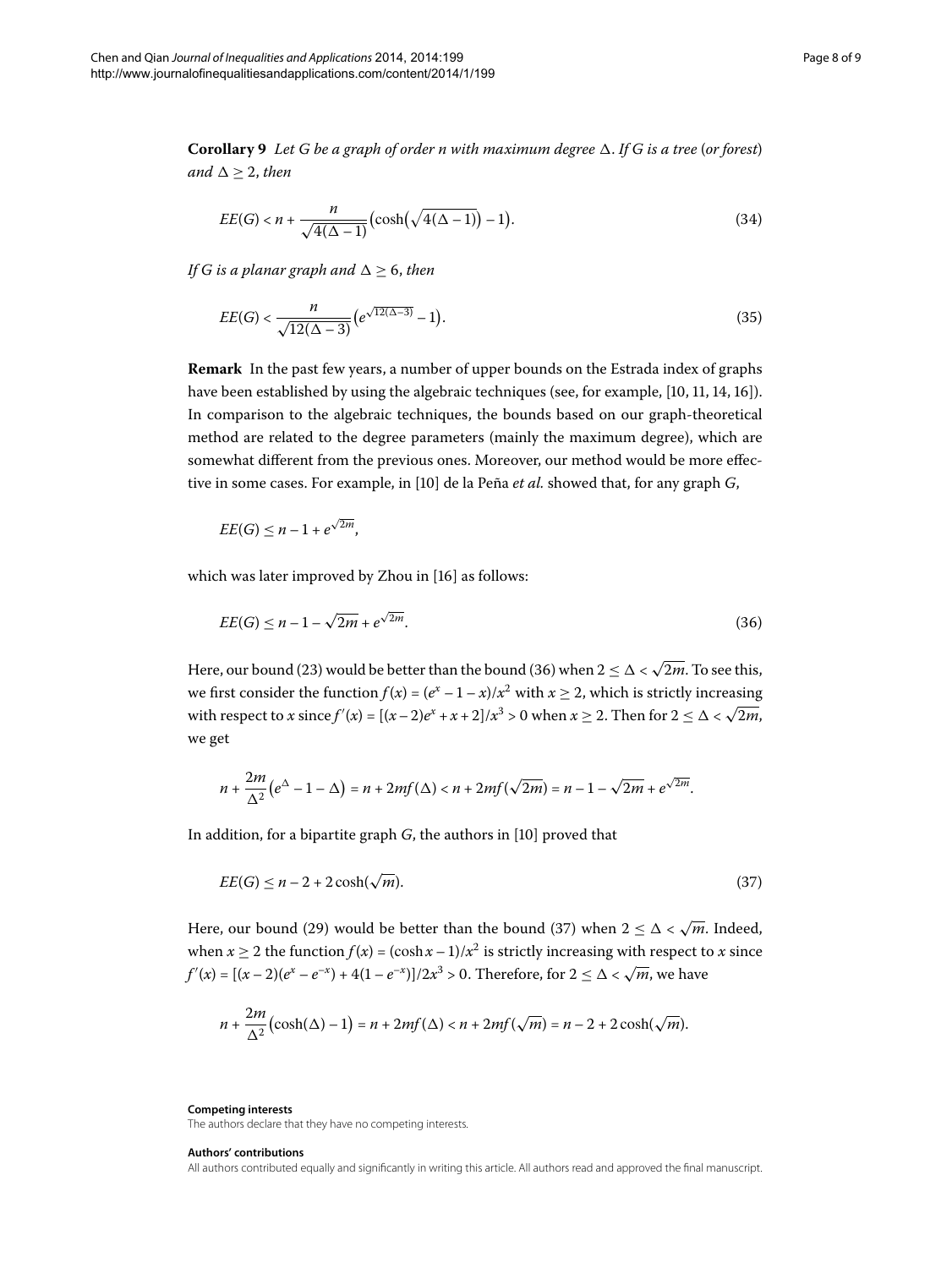**Corollary 9** *Let G be a graph of order n with maximum degree* $\Delta$. *If G is a tree* (*or forest*) *and* $\Delta \geq 2$, *then*

$$EE(G) < n + \frac{n}{\sqrt{4(\Delta - 1)}}\left(\cosh\left(\sqrt{4(\Delta - 1)}\right) - 1\right). \tag{34}$$

*If G is a planar graph and* $\Delta \geq 6$, *then*

$$EE(G) < \frac{n}{\sqrt{12(\Delta - 3)}}\left(e^{\sqrt{12(\Delta-3)}} - 1\right). \tag{35}$$

**Remark** In the past few years, a number of upper bounds on the Estrada index of graphs have been established by using the algebraic techniques (see, for example, [10, 11, 14, 16]). In comparison to the algebraic techniques, the bounds based on our graph-theoretical method are related to the degree parameters (mainly the maximum degree), which are somewhat different from the previous ones. Moreover, our method would be more effective in some cases. For example, in [10] de la Peña *et al.* showed that, for any graph $G$,

$$EE(G) \leq n - 1 + e^{\sqrt{2m}},$$

which was later improved by Zhou in [16] as follows:

$$EE(G) \leq n - 1 - \sqrt{2m} + e^{\sqrt{2m}}. \tag{36}$$

Here, our bound (23) would be better than the bound (36) when $2 \leq \Delta < \sqrt{2m}$. To see this, we first consider the function $f(x) = (e^x - 1 - x)/x^2$ with $x \geq 2$, which is strictly increasing with respect to $x$ since $f'(x) = [(x-2)e^x + x + 2]/x^3 > 0$ when $x \geq 2$. Then for $2 \leq \Delta < \sqrt{2m}$, we get

$$n + \frac{2m}{\Delta^2}\left(e^{\Delta} - 1 - \Delta\right) = n + 2mf(\Delta) < n + 2mf(\sqrt{2m}) = n - 1 - \sqrt{2m} + e^{\sqrt{2m}}.$$

In addition, for a bipartite graph $G$, the authors in [10] proved that

$$EE(G) \leq n - 2 + 2\cosh(\sqrt{m}). \tag{37}$$

Here, our bound (29) would be better than the bound (37) when $2 \leq \Delta < \sqrt{m}$. Indeed, when $x \geq 2$ the function $f(x) = (\cosh x - 1)/x^2$ is strictly increasing with respect to $x$ since $f'(x) = [(x-2)(e^x - e^{-x}) + 4(1 - e^{-x})]/2x^3 > 0$. Therefore, for $2 \leq \Delta < \sqrt{m}$, we have

$$n + \frac{2m}{\Delta^2}\left(\cosh(\Delta) - 1\right) = n + 2mf(\Delta) < n + 2mf(\sqrt{m}) = n - 2 + 2\cosh(\sqrt{m}).$$

#### Competing interests

The authors declare that they have no competing interests.

#### Authors' contributions

All authors contributed equally and significantly in writing this article. All authors read and approved the final manuscript.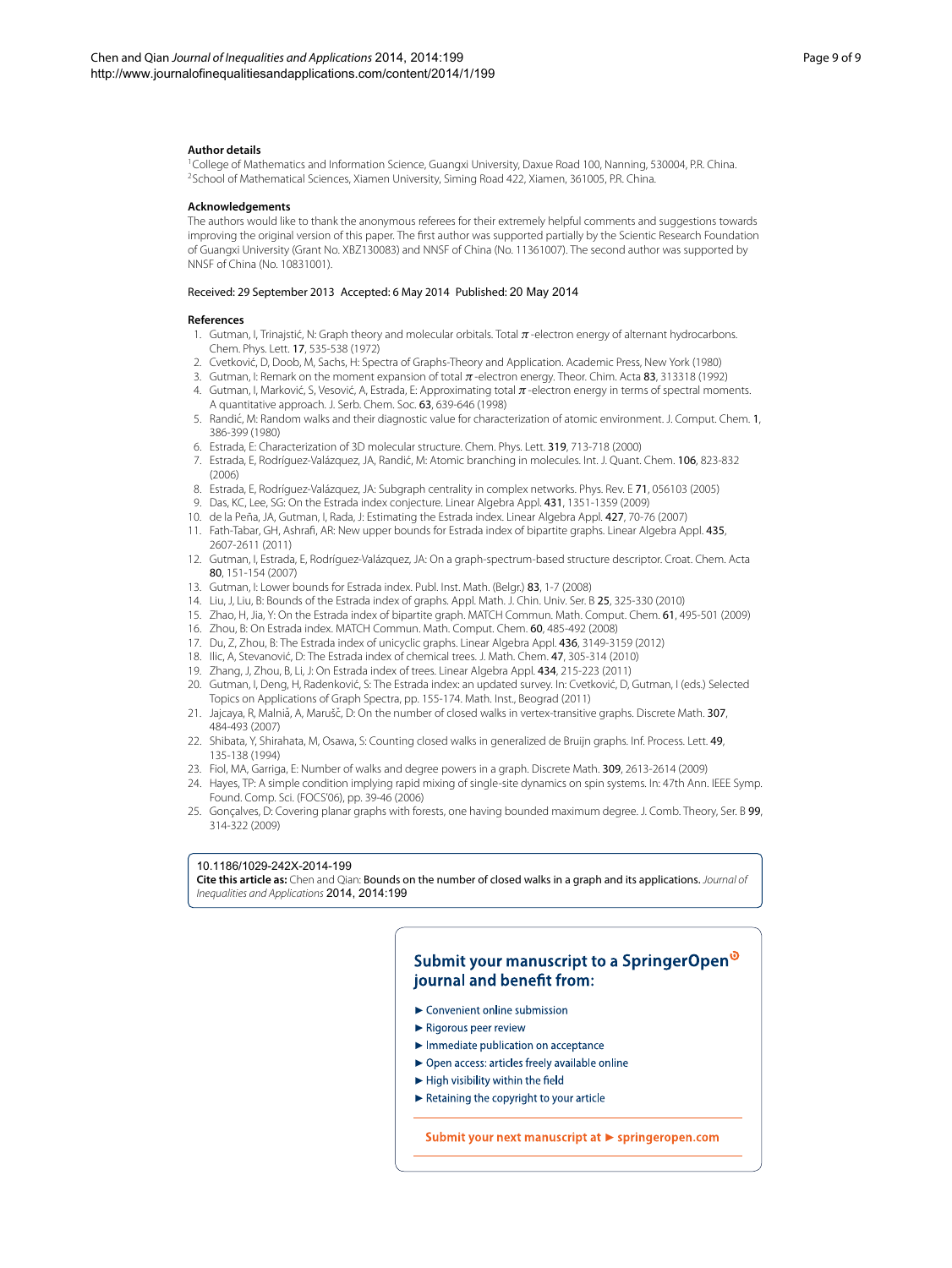#### Author details

[1]College of Mathematics and Information Science, Guangxi University, Daxue Road 100, Nanning, 530004, P.R. China. [2]School of Mathematical Sciences, Xiamen University, Siming Road 422, Xiamen, 361005, P.R. China.

#### Acknowledgements

The authors would like to thank the anonymous referees for their extremely helpful comments and suggestions towards improving the original version of this paper. The first author was supported partially by the Scientic Research Foundation of Guangxi University (Grant No. XBZ130083) and NNSF of China (No. 11361007). The second author was supported by NNSF of China (No. 10831001).

Received: 29 September 2013 Accepted: 6 May 2014 Published: 20 May 2014

#### References

1. Gutman, I, Trinajstić, N: Graph theory and molecular orbitals. Total $\pi$-electron energy of alternant hydrocarbons. Chem. Phys. Lett. **17**, 535-538 (1972)
2. Cvetković, D, Doob, M, Sachs, H: Spectra of Graphs-Theory and Application. Academic Press, New York (1980)
3. Gutman, I: Remark on the moment expansion of total $\pi$-electron energy. Theor. Chim. Acta **83**, 313318 (1992)
4. Gutman, I, Marković, S, Vesović, A, Estrada, E: Approximating total $\pi$-electron energy in terms of spectral moments. A quantitative approach. J. Serb. Chem. Soc. **63**, 639-646 (1998)
5. Randić, M: Random walks and their diagnostic value for characterization of atomic environment. J. Comput. Chem. **1**, 386-399 (1980)
6. Estrada, E: Characterization of 3D molecular structure. Chem. Phys. Lett. **319**, 713-718 (2000)
7. Estrada, E, Rodríguez-Valázquez, JA, Randić, M: Atomic branching in molecules. Int. J. Quant. Chem. **106**, 823-832 (2006)
8. Estrada, E, Rodríguez-Valázquez, JA: Subgraph centrality in complex networks. Phys. Rev. E **71**, 056103 (2005)
9. Das, KC, Lee, SG: On the Estrada index conjecture. Linear Algebra Appl. **431**, 1351-1359 (2009)
10. de la Peña, JA, Gutman, I, Rada, J: Estimating the Estrada index. Linear Algebra Appl. **427**, 70-76 (2007)
11. Fath-Tabar, GH, Ashrafi, AR: New upper bounds for Estrada index of bipartite graphs. Linear Algebra Appl. **435**, 2607-2611 (2011)
12. Gutman, I, Estrada, E, Rodríguez-Valázquez, JA: On a graph-spectrum-based structure descriptor. Croat. Chem. Acta **80**, 151-154 (2007)
13. Gutman, I: Lower bounds for Estrada index. Publ. Inst. Math. (Belgr.) **83**, 1-7 (2008)
14. Liu, J, Liu, B: Bounds of the Estrada index of graphs. Appl. Math. J. Chin. Univ. Ser. B **25**, 325-330 (2010)
15. Zhao, H, Jia, Y: On the Estrada index of bipartite graph. MATCH Commun. Math. Comput. Chem. **61**, 495-501 (2009)
16. Zhou, B: On Estrada index. MATCH Commun. Math. Comput. Chem. **60**, 485-492 (2008)
17. Du, Z, Zhou, B: The Estrada index of unicyclic graphs. Linear Algebra Appl. **436**, 3149-3159 (2012)
18. Ilic, A, Stevanović, D: The Estrada index of chemical trees. J. Math. Chem. **47**, 305-314 (2010)
19. Zhang, J, Zhou, B, Li, J: On Estrada index of trees. Linear Algebra Appl. **434**, 215-223 (2011)
20. Gutman, I, Deng, H, Radenković, S: The Estrada index: an updated survey. In: Cvetković, D, Gutman, I (eds.) Selected Topics on Applications of Graph Spectra, pp. 155-174. Math. Inst., Beograd (2011)
21. Jajcaya, R, Malniã, A, Marušč, D: On the number of closed walks in vertex-transitive graphs. Discrete Math. **307**, 484-493 (2007)
22. Shibata, Y, Shirahata, M, Osawa, S: Counting closed walks in generalized de Bruijn graphs. Inf. Process. Lett. **49**, 135-138 (1994)
23. Fiol, MA, Garriga, E: Number of walks and degree powers in a graph. Discrete Math. **309**, 2613-2614 (2009)
24. Hayes, TP: A simple condition implying rapid mixing of single-site dynamics on spin systems. In: 47th Ann. IEEE Symp. Found. Comp. Sci. (FOCS'06), pp. 39-46 (2006)
25. Gonçalves, D: Covering planar graphs with forests, one having bounded maximum degree. J. Comb. Theory, Ser. B **99**, 314-322 (2009)

10.1186/1029-242X-2014-199
**Cite this article as:** Chen and Qian: Bounds on the number of closed walks in a graph and its applications. *Journal of Inequalities and Applications* 2014, 2014:199

**Submit your manuscript to a SpringerOpen journal and benefit from:**

- ► Convenient online submission
- ► Rigorous peer review
- ► Immediate publication on acceptance
- ► Open access: articles freely available online
- ► High visibility within the field
- ► Retaining the copyright to your article

**Submit your next manuscript at ► springeropen.com**